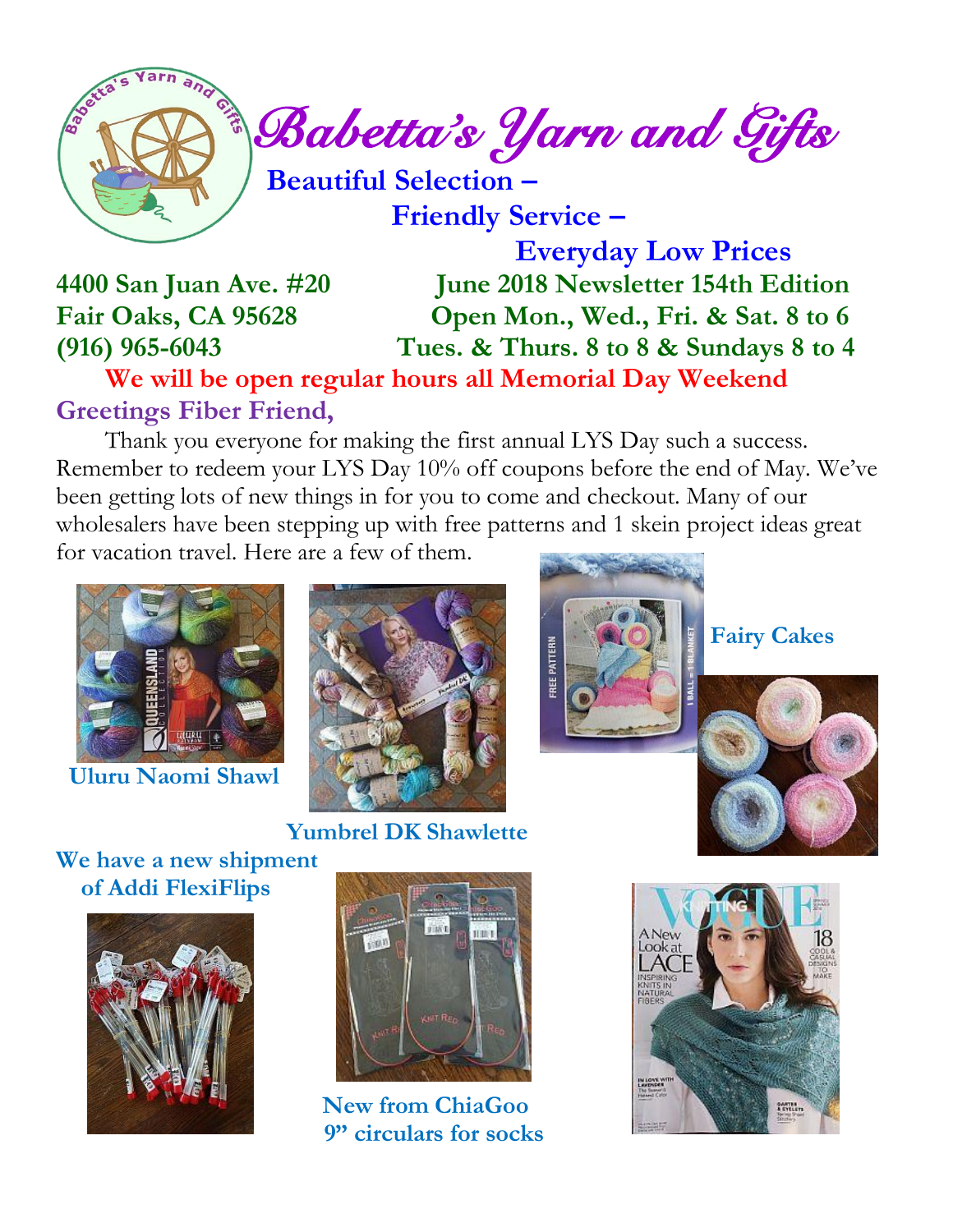# Babetta's Yarn and Gifts

**Beautiful Selection –**
**Friendly Service –**
**Everyday Low Prices**

**4400 San Juan Ave. #20**
**Fair Oaks, CA 95628**
**(916) 965-6043**

**June 2018 Newsletter 154th Edition**
**Open Mon., Wed., Fri. & Sat. 8 to 6**
**Tues. & Thurs. 8 to 8 & Sundays 8 to 4**

**We will be open regular hours all Memorial Day Weekend**

## Greetings Fiber Friend,

Thank you everyone for making the first annual LYS Day such a success. Remember to redeem your LYS Day 10% off coupons before the end of May. We've been getting lots of new things in for you to come and checkout. Many of our wholesalers have been stepping up with free patterns and 1 skein project ideas great for vacation travel. Here are a few of them.

**Uluru Naomi Shawl**

**Yumbrel DK Shawlette**

**Fairy Cakes**

**We have a new shipment of Addi FlexiFlips**

**New from ChiaGoo 9" circulars for socks**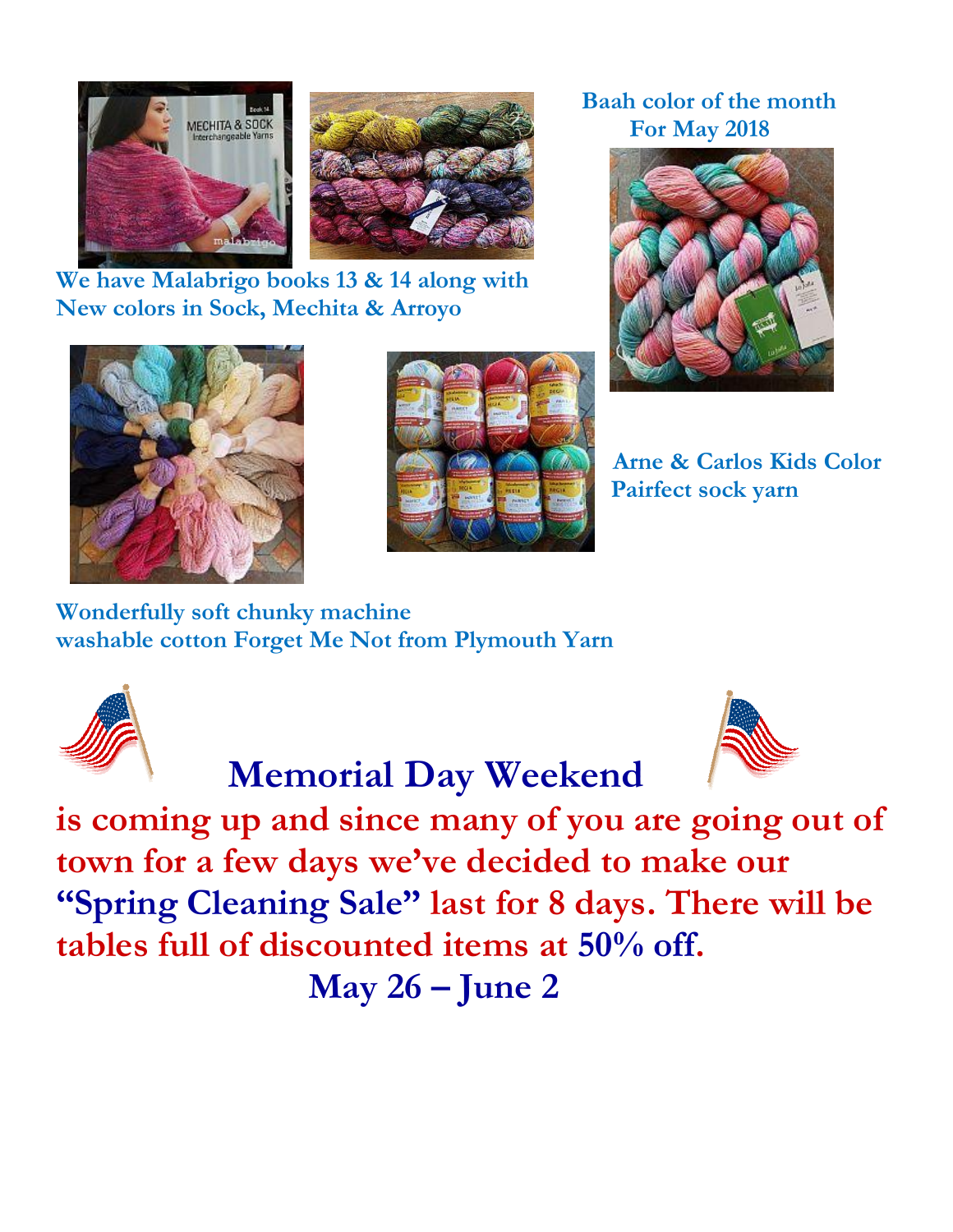**Baah color of the month For May 2018**

**We have Malabrigo books 13 & 14 along with New colors in Sock, Mechita & Arroyo**

**Arne & Carlos Kids Color Pairfect sock yarn**

**Wonderfully soft chunky machine washable cotton Forget Me Not from Plymouth Yarn**

# Memorial Day Weekend

**is coming up and since many of you are going out of town for a few days we've decided to make our "Spring Cleaning Sale" last for 8 days. There will be tables full of discounted items at 50% off.**

**May 26 – June 2**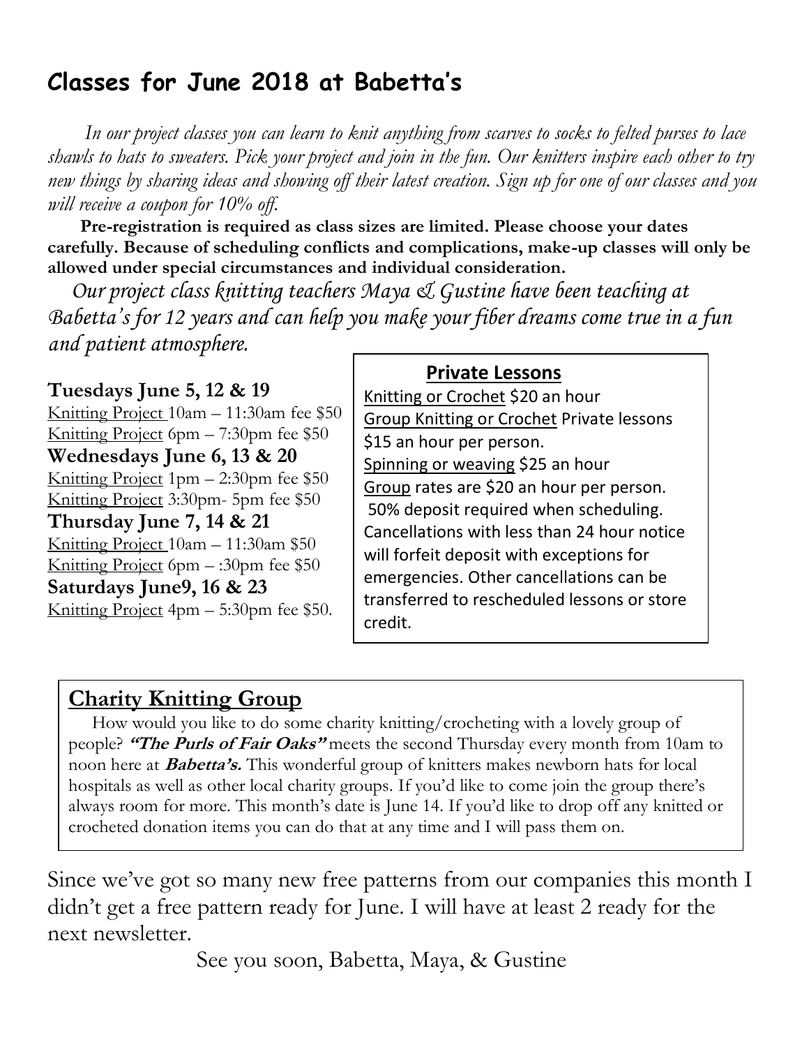# Classes for June 2018 at Babetta's

*In our project classes you can learn to knit anything from scarves to socks to felted purses to lace shawls to hats to sweaters. Pick your project and join in the fun. Our knitters inspire each other to try new things by sharing ideas and showing off their latest creation. Sign up for one of our classes and you will receive a coupon for 10% off.*

**Pre-registration is required as class sizes are limited. Please choose your dates carefully. Because of scheduling conflicts and complications, make-up classes will only be allowed under special circumstances and individual consideration.**

*Our project class knitting teachers Maya & Gustine have been teaching at Babetta's for 12 years and can help you make your fiber dreams come true in a fun and patient atmosphere.*

**Tuesdays June 5, 12 & 19**
Knitting Project 10am – 11:30am fee $50
Knitting Project 6pm – 7:30pm fee $50

**Wednesdays June 6, 13 & 20**
Knitting Project 1pm – 2:30pm fee $50
Knitting Project 3:30pm- 5pm fee $50

**Thursday June 7, 14 & 21**
Knitting Project 10am – 11:30am $50
Knitting Project 6pm – :30pm fee $50

**Saturdays June9, 16 & 23**
Knitting Project 4pm – 5:30pm fee $50.

## Private Lessons

Knitting or Crochet $20 an hour
Group Knitting or Crochet Private lessons $15 an hour per person.
Spinning or weaving $25 an hour
Group rates are $20 an hour per person.
50% deposit required when scheduling. Cancellations with less than 24 hour notice will forfeit deposit with exceptions for emergencies. Other cancellations can be transferred to rescheduled lessons or store credit.

## Charity Knitting Group

How would you like to do some charity knitting/crocheting with a lovely group of people? ***"The Purls of Fair Oaks"*** meets the second Thursday every month from 10am to noon here at ***Babetta's.*** This wonderful group of knitters makes newborn hats for local hospitals as well as other local charity groups. If you'd like to come join the group there's always room for more. This month's date is June 14. If you'd like to drop off any knitted or crocheted donation items you can do that at any time and I will pass them on.

Since we've got so many new free patterns from our companies this month I didn't get a free pattern ready for June. I will have at least 2 ready for the next newsletter.

See you soon, Babetta, Maya, & Gustine